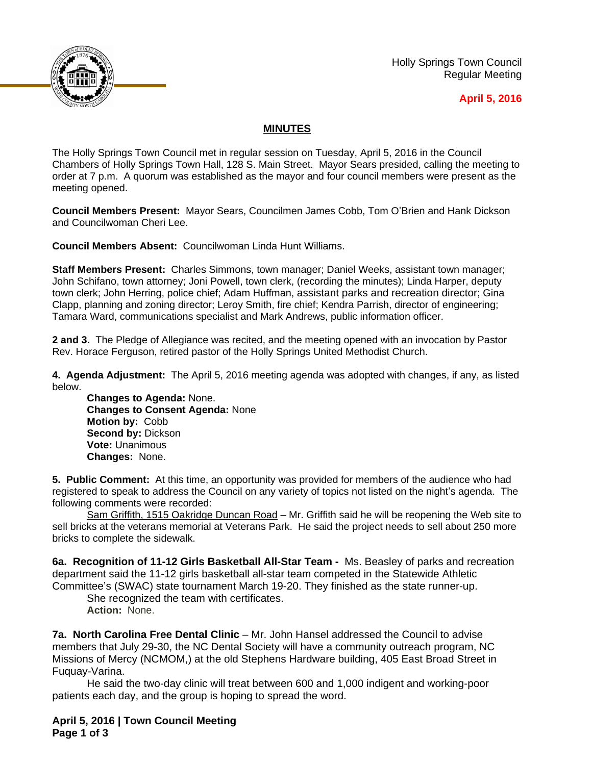Holly Springs Town Council
Regular Meeting

**April 5, 2016**

## MINUTES

The Holly Springs Town Council met in regular session on Tuesday, April 5, 2016 in the Council Chambers of Holly Springs Town Hall, 128 S. Main Street. Mayor Sears presided, calling the meeting to order at 7 p.m. A quorum was established as the mayor and four council members were present as the meeting opened.

**Council Members Present:** Mayor Sears, Councilmen James Cobb, Tom O'Brien and Hank Dickson and Councilwoman Cheri Lee.

**Council Members Absent:** Councilwoman Linda Hunt Williams.

**Staff Members Present:** Charles Simmons, town manager; Daniel Weeks, assistant town manager; John Schifano, town attorney; Joni Powell, town clerk, (recording the minutes); Linda Harper, deputy town clerk; John Herring, police chief; Adam Huffman, assistant parks and recreation director; Gina Clapp, planning and zoning director; Leroy Smith, fire chief; Kendra Parrish, director of engineering; Tamara Ward, communications specialist and Mark Andrews, public information officer.

**2 and 3.** The Pledge of Allegiance was recited, and the meeting opened with an invocation by Pastor Rev. Horace Ferguson, retired pastor of the Holly Springs United Methodist Church.

**4. Agenda Adjustment:** The April 5, 2016 meeting agenda was adopted with changes, if any, as listed below.

**Changes to Agenda:** None.
**Changes to Consent Agenda:** None
**Motion by:** Cobb
**Second by:** Dickson
**Vote:** Unanimous
**Changes:** None.

**5. Public Comment:** At this time, an opportunity was provided for members of the audience who had registered to speak to address the Council on any variety of topics not listed on the night's agenda. The following comments were recorded:

Sam Griffith, 1515 Oakridge Duncan Road – Mr. Griffith said he will be reopening the Web site to sell bricks at the veterans memorial at Veterans Park. He said the project needs to sell about 250 more bricks to complete the sidewalk.

**6a. Recognition of 11-12 Girls Basketball All-Star Team -** Ms. Beasley of parks and recreation department said the 11-12 girls basketball all-star team competed in the Statewide Athletic Committee's (SWAC) state tournament March 19-20. They finished as the state runner-up.

She recognized the team with certificates.

**Action:** None.

**7a. North Carolina Free Dental Clinic** – Mr. John Hansel addressed the Council to advise members that July 29-30, the NC Dental Society will have a community outreach program, NC Missions of Mercy (NCMOM,) at the old Stephens Hardware building, 405 East Broad Street in Fuquay-Varina.

He said the two-day clinic will treat between 600 and 1,000 indigent and working-poor patients each day, and the group is hoping to spread the word.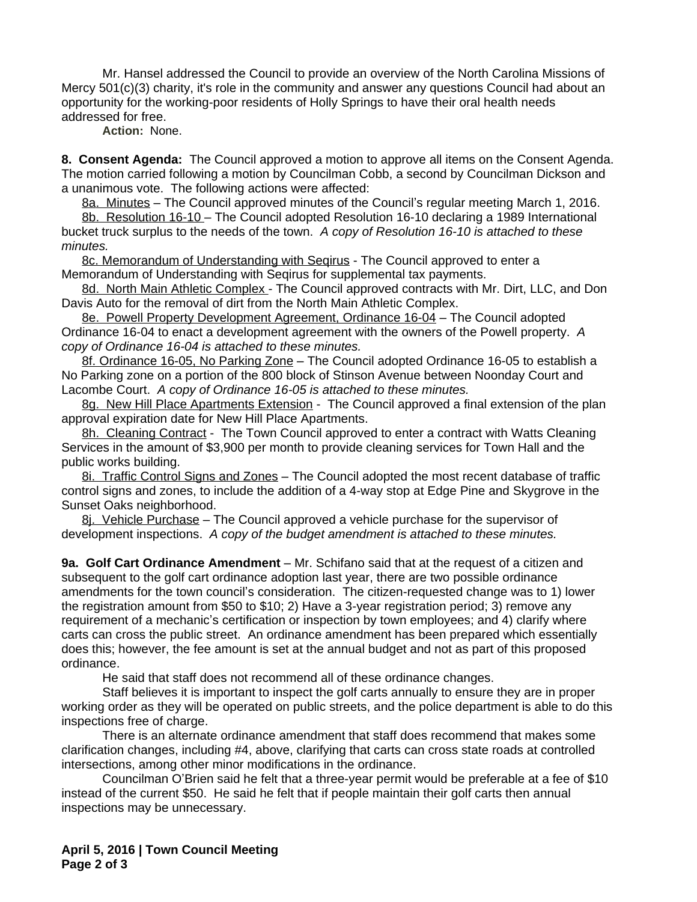Mr. Hansel addressed the Council to provide an overview of the North Carolina Missions of Mercy 501(c)(3) charity, it's role in the community and answer any questions Council had about an opportunity for the working-poor residents of Holly Springs to have their oral health needs addressed for free.

**Action:** None.

**8. Consent Agenda:** The Council approved a motion to approve all items on the Consent Agenda. The motion carried following a motion by Councilman Cobb, a second by Councilman Dickson and a unanimous vote. The following actions were affected:

8a. Minutes – The Council approved minutes of the Council's regular meeting March 1, 2016.

8b. Resolution 16-10 – The Council adopted Resolution 16-10 declaring a 1989 International bucket truck surplus to the needs of the town. *A copy of Resolution 16-10 is attached to these minutes.*

8c. Memorandum of Understanding with Seqirus - The Council approved to enter a Memorandum of Understanding with Seqirus for supplemental tax payments.

8d. North Main Athletic Complex - The Council approved contracts with Mr. Dirt, LLC, and Don Davis Auto for the removal of dirt from the North Main Athletic Complex.

8e. Powell Property Development Agreement, Ordinance 16-04 – The Council adopted Ordinance 16-04 to enact a development agreement with the owners of the Powell property. *A copy of Ordinance 16-04 is attached to these minutes.*

8f. Ordinance 16-05, No Parking Zone – The Council adopted Ordinance 16-05 to establish a No Parking zone on a portion of the 800 block of Stinson Avenue between Noonday Court and Lacombe Court. *A copy of Ordinance 16-05 is attached to these minutes.*

8g. New Hill Place Apartments Extension - The Council approved a final extension of the plan approval expiration date for New Hill Place Apartments.

8h. Cleaning Contract - The Town Council approved to enter a contract with Watts Cleaning Services in the amount of $3,900 per month to provide cleaning services for Town Hall and the public works building.

8i. Traffic Control Signs and Zones – The Council adopted the most recent database of traffic control signs and zones, to include the addition of a 4-way stop at Edge Pine and Skygrove in the Sunset Oaks neighborhood.

8j. Vehicle Purchase – The Council approved a vehicle purchase for the supervisor of development inspections. *A copy of the budget amendment is attached to these minutes.*

**9a. Golf Cart Ordinance Amendment** – Mr. Schifano said that at the request of a citizen and subsequent to the golf cart ordinance adoption last year, there are two possible ordinance amendments for the town council's consideration. The citizen-requested change was to 1) lower the registration amount from $50 to $10; 2) Have a 3-year registration period; 3) remove any requirement of a mechanic's certification or inspection by town employees; and 4) clarify where carts can cross the public street. An ordinance amendment has been prepared which essentially does this; however, the fee amount is set at the annual budget and not as part of this proposed ordinance.

He said that staff does not recommend all of these ordinance changes.

Staff believes it is important to inspect the golf carts annually to ensure they are in proper working order as they will be operated on public streets, and the police department is able to do this inspections free of charge.

There is an alternate ordinance amendment that staff does recommend that makes some clarification changes, including #4, above, clarifying that carts can cross state roads at controlled intersections, among other minor modifications in the ordinance.

Councilman O'Brien said he felt that a three-year permit would be preferable at a fee of $10 instead of the current $50. He said he felt that if people maintain their golf carts then annual inspections may be unnecessary.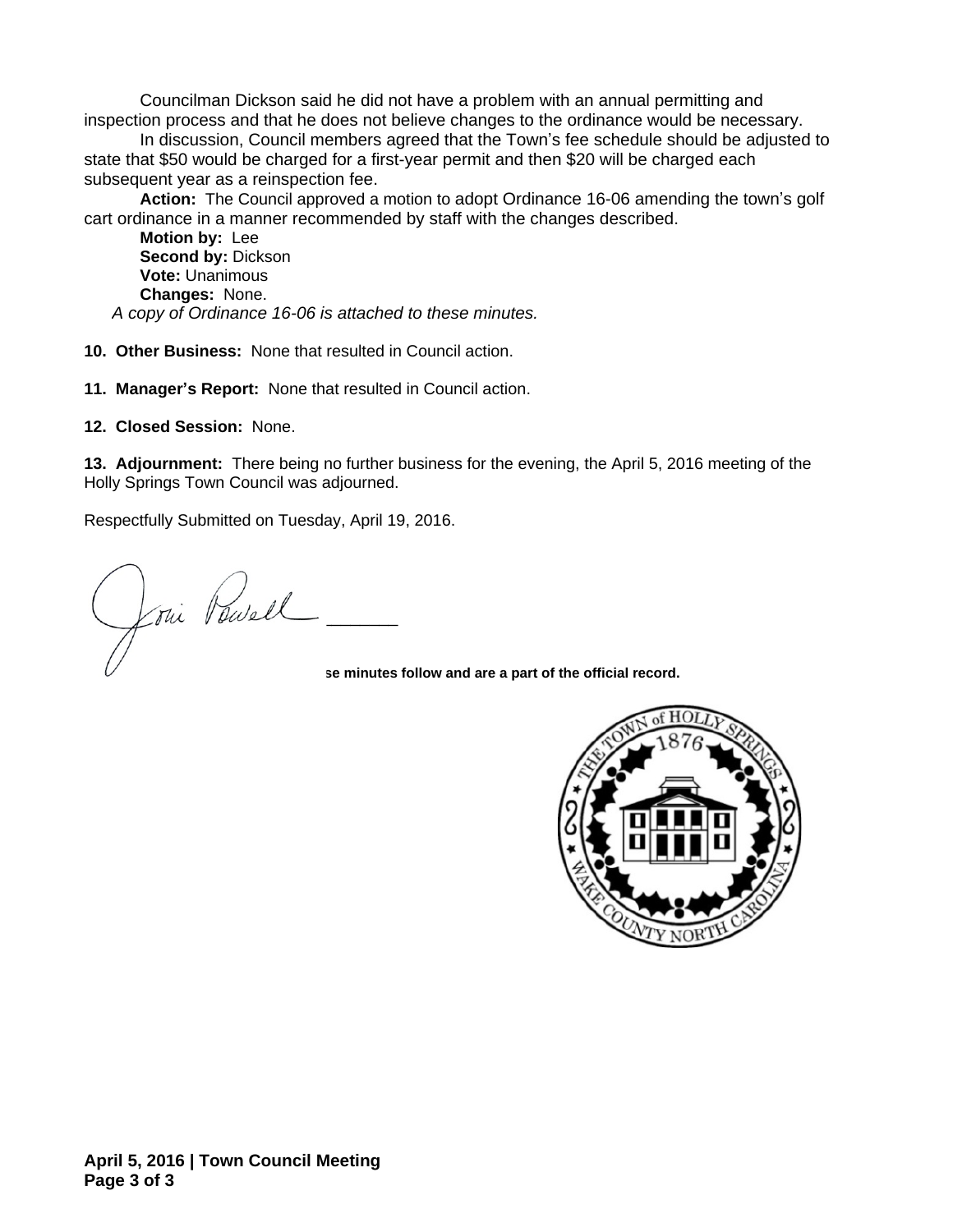Councilman Dickson said he did not have a problem with an annual permitting and inspection process and that he does not believe changes to the ordinance would be necessary.

In discussion, Council members agreed that the Town's fee schedule should be adjusted to state that $50 would be charged for a first-year permit and then $20 will be charged each subsequent year as a reinspection fee.

**Action:** The Council approved a motion to adopt Ordinance 16-06 amending the town's golf cart ordinance in a manner recommended by staff with the changes described.

**Motion by:** Lee
**Second by:** Dickson
**Vote:** Unanimous
**Changes:** None.

*A copy of Ordinance 16-06 is attached to these minutes.*

**10. Other Business:** None that resulted in Council action.

**11. Manager's Report:** None that resulted in Council action.

**12. Closed Session:** None.

**13. Adjournment:** There being no further business for the evening, the April 5, 2016 meeting of the Holly Springs Town Council was adjourned.

Respectfully Submitted on Tuesday, April 19, 2016.

Joni Powell ______

**se minutes follow and are a part of the official record.**